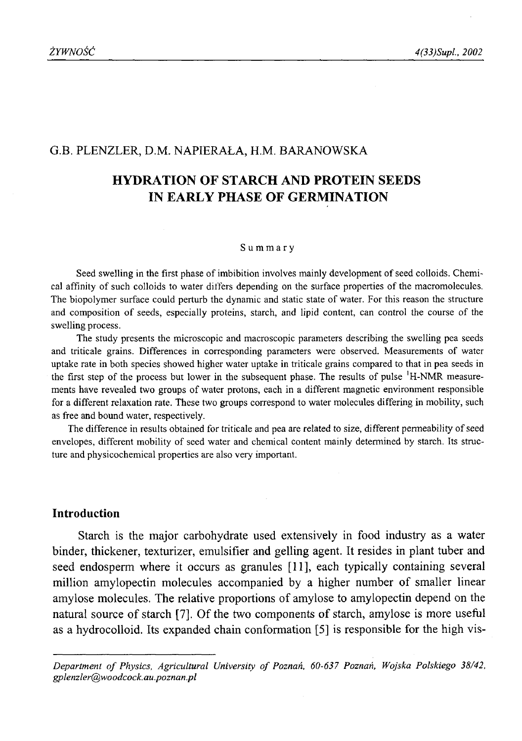G.B. PLENZLER, D.M. NAPIERAŁA, H.M. BARANOWSKA

# HYDRATION OF STARCH AND PROTEIN SEEDS IN EARLY PHASE OF GERMINATION

### Summary

Seed swelling in the first phase of imbibition involves mainly development of seed colloids. Chemical affinity of such colloids to water differs depending on the surface properties of the macromolecules. The biopolymer surface could perturb the dynamic and static state of water. For this reason the structure and composition of seeds, especially proteins, starch, and lipid content, can control the course of the swelling process.

The study presents the microscopic and macroscopic parameters describing the swelling pea seeds and triticale grains. Differences in corresponding parameters were observed. Measurements of water uptake rate in both species showed higher water uptake in triticale grains compared to that in pea seeds in the first step of the process but lower in the subsequent phase. The results of pulse $^{1}$H-NMR measurements have revealed two groups of water protons, each in a different magnetic environment responsible for a different relaxation rate. These two groups correspond to water molecules differing in mobility, such as free and bound water, respectively.

The difference in results obtained for triticale and pea are related to size, different permeability of seed envelopes, different mobility of seed water and chemical content mainly determined by starch. Its structure and physicochemical properties are also very important.

## Introduction

Starch is the major carbohydrate used extensively in food industry as a water binder, thickener, texturizer, emulsifier and gelling agent. It resides in plant tuber and seed endosperm where it occurs as granules [11], each typically containing several million amylopectin molecules accompanied by a higher number of smaller linear amylose molecules. The relative proportions of amylose to amylopectin depend on the natural source of starch [7]. Of the two components of starch, amylose is more useful as a hydrocolloid. Its expanded chain conformation [5] is responsible for the high vis-

---

*Department of Physics, Agricultural University of Poznań, 60-637 Poznań, Wojska Polskiego 38/42, gplenzler@woodcock.au.poznan.pl*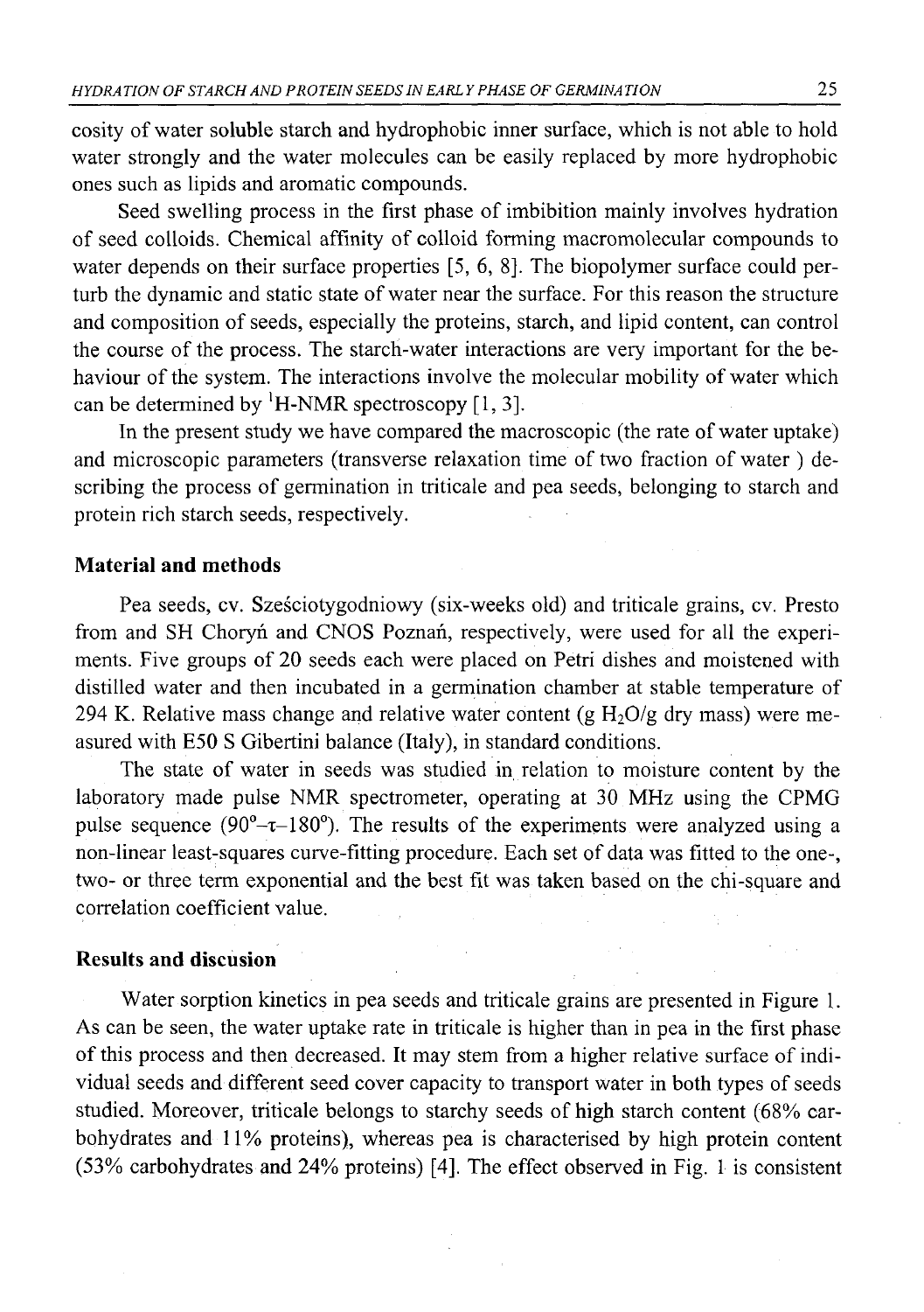cosity of water soluble starch and hydrophobic inner surface, which is not able to hold water strongly and the water molecules can be easily replaced by more hydrophobic ones such as lipids and aromatic compounds.

Seed swelling process in the first phase of imbibition mainly involves hydration of seed colloids. Chemical affinity of colloid forming macromolecular compounds to water depends on their surface properties [5, 6, 8]. The biopolymer surface could perturb the dynamic and static state of water near the surface. For this reason the structure and composition of seeds, especially the proteins, starch, and lipid content, can control the course of the process. The starch-water interactions are very important for the behaviour of the system. The interactions involve the molecular mobility of water which can be determined by $^1$H-NMR spectroscopy [1, 3].

In the present study we have compared the macroscopic (the rate of water uptake) and microscopic parameters (transverse relaxation time of two fraction of water ) describing the process of germination in triticale and pea seeds, belonging to starch and protein rich starch seeds, respectively.

## Material and methods

Pea seeds, cv. Sześciotygodniowy (six-weeks old) and triticale grains, cv. Presto from and SH Choryń and CNOS Poznań, respectively, were used for all the experiments. Five groups of 20 seeds each were placed on Petri dishes and moistened with distilled water and then incubated in a germination chamber at stable temperature of 294 K. Relative mass change and relative water content (g $H_2O$/g dry mass) were measured with E50 S Gibertini balance (Italy), in standard conditions.

The state of water in seeds was studied in relation to moisture content by the laboratory made pulse NMR spectrometer, operating at 30 MHz using the CPMG pulse sequence ($90^o$–$\tau$–$180^o$). The results of the experiments were analyzed using a non-linear least-squares curve-fitting procedure. Each set of data was fitted to the one-, two- or three term exponential and the best fit was taken based on the chi-square and correlation coefficient value.

## Results and discusion

Water sorption kinetics in pea seeds and triticale grains are presented in Figure 1. As can be seen, the water uptake rate in triticale is higher than in pea in the first phase of this process and then decreased. It may stem from a higher relative surface of individual seeds and different seed cover capacity to transport water in both types of seeds studied. Moreover, triticale belongs to starchy seeds of high starch content (68% carbohydrates and 11% proteins), whereas pea is characterised by high protein content (53% carbohydrates and 24% proteins) [4]. The effect observed in Fig. 1 is consistent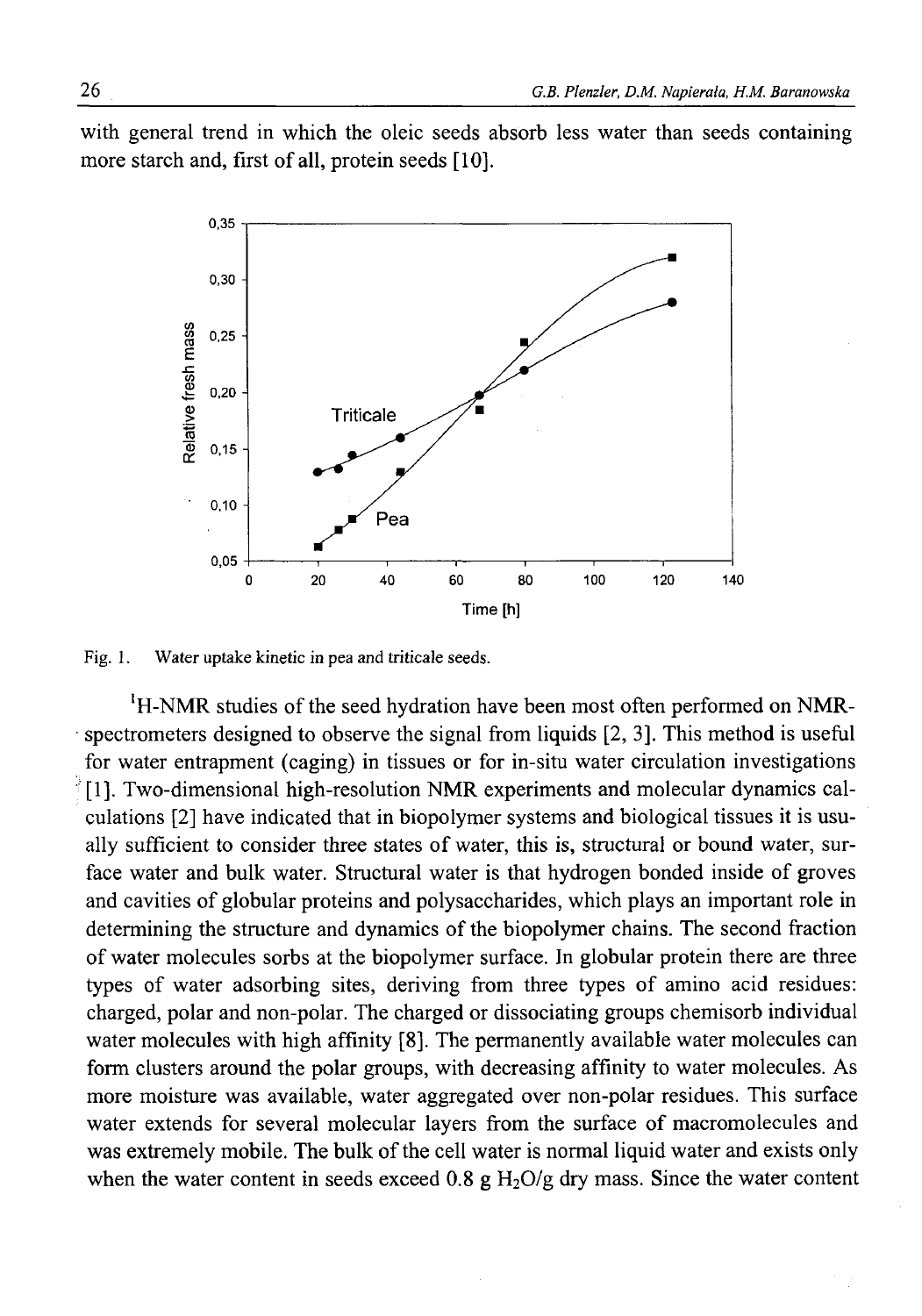with general trend in which the oleic seeds absorb less water than seeds containing more starch and, first of all, protein seeds [10].

Fig. 1. Water uptake kinetic in pea and triticale seeds.

$^{1}$H-NMR studies of the seed hydration have been most often performed on NMR-spectrometers designed to observe the signal from liquids [2, 3]. This method is useful for water entrapment (caging) in tissues or for in-situ water circulation investigations [1]. Two-dimensional high-resolution NMR experiments and molecular dynamics calculations [2] have indicated that in biopolymer systems and biological tissues it is usually sufficient to consider three states of water, this is, structural or bound water, surface water and bulk water. Structural water is that hydrogen bonded inside of groves and cavities of globular proteins and polysaccharides, which plays an important role in determining the structure and dynamics of the biopolymer chains. The second fraction of water molecules sorbs at the biopolymer surface. In globular protein there are three types of water adsorbing sites, deriving from three types of amino acid residues: charged, polar and non-polar. The charged or dissociating groups chemisorb individual water molecules with high affinity [8]. The permanently available water molecules can form clusters around the polar groups, with decreasing affinity to water molecules. As more moisture was available, water aggregated over non-polar residues. This surface water extends for several molecular layers from the surface of macromolecules and was extremely mobile. The bulk of the cell water is normal liquid water and exists only when the water content in seeds exceed 0.8 g $H_2O$/g dry mass. Since the water content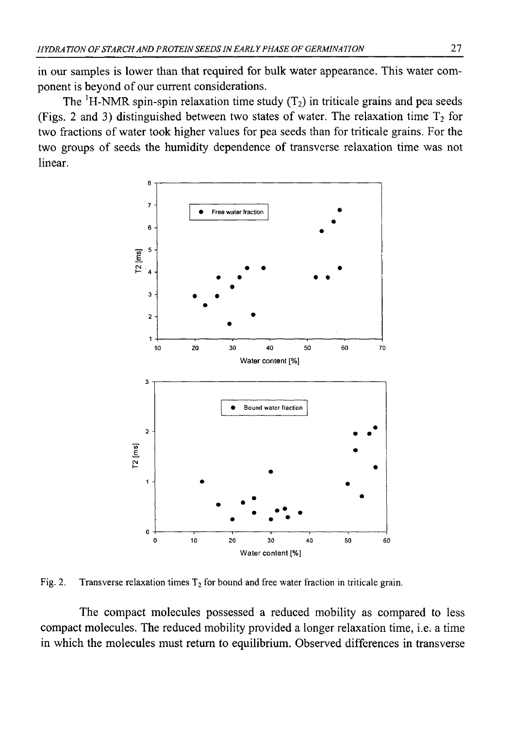in our samples is lower than that required for bulk water appearance. This water component is beyond of our current considerations.

The $^{1}$H-NMR spin-spin relaxation time study ($T_2$) in triticale grains and pea seeds (Figs. 2 and 3) distinguished between two states of water. The relaxation time $T_2$ for two fractions of water took higher values for pea seeds than for triticale grains. For the two groups of seeds the humidity dependence of transverse relaxation time was not linear.

Fig. 2. Transverse relaxation times $T_2$ for bound and free water fraction in triticale grain.

The compact molecules possessed a reduced mobility as compared to less compact molecules. The reduced mobility provided a longer relaxation time, i.e. a time in which the molecules must return to equilibrium. Observed differences in transverse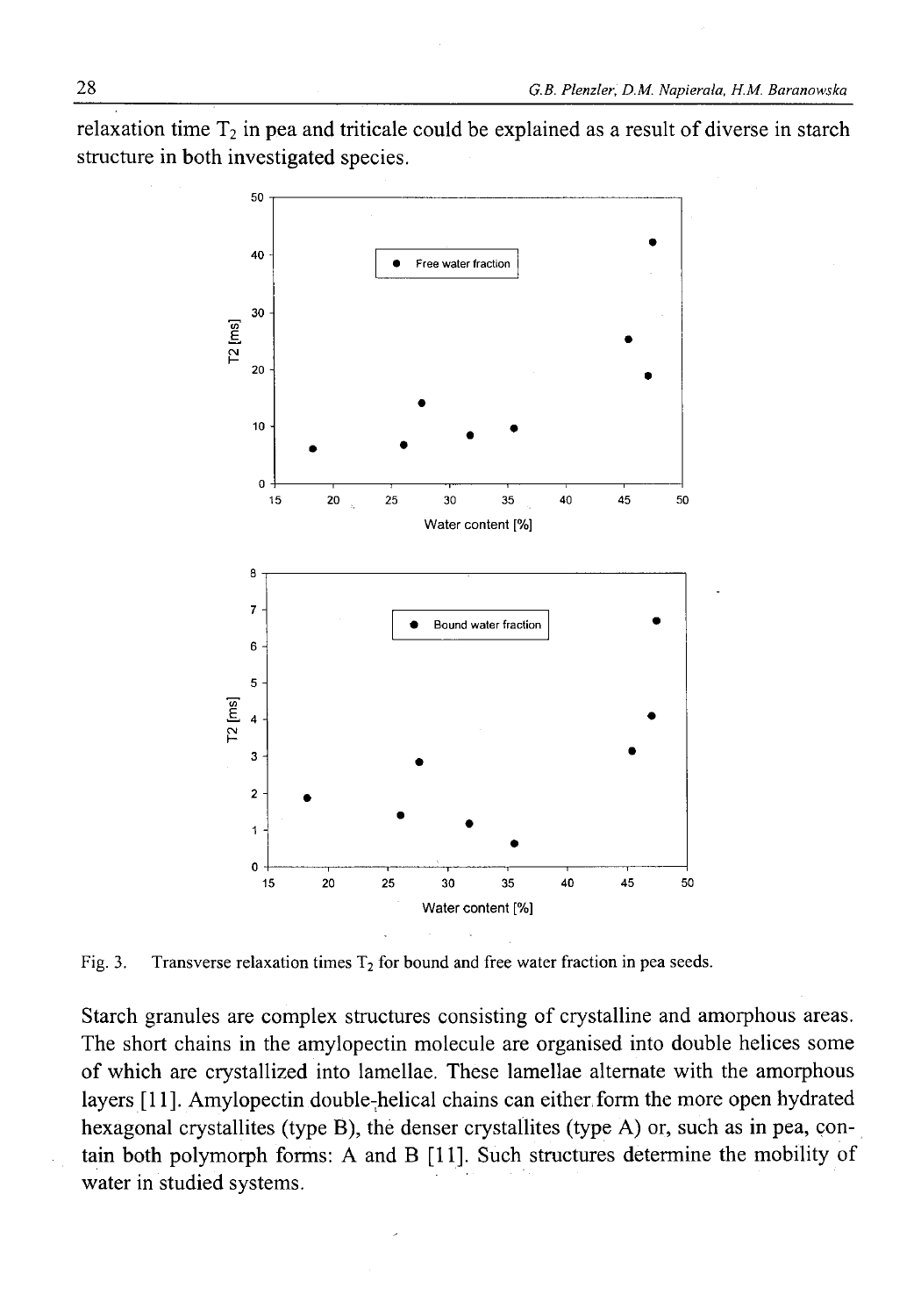relaxation time $T_2$ in pea and triticale could be explained as a result of diverse in starch structure in both investigated species.

Fig. 3. Transverse relaxation times $T_2$ for bound and free water fraction in pea seeds.

Starch granules are complex structures consisting of crystalline and amorphous areas. The short chains in the amylopectin molecule are organised into double helices some of which are crystallized into lamellae. These lamellae alternate with the amorphous layers [11]. Amylopectin double-helical chains can either form the more open hydrated hexagonal crystallites (type B), the denser crystallites (type A) or, such as in pea, contain both polymorph forms: A and B [11]. Such structures determine the mobility of water in studied systems.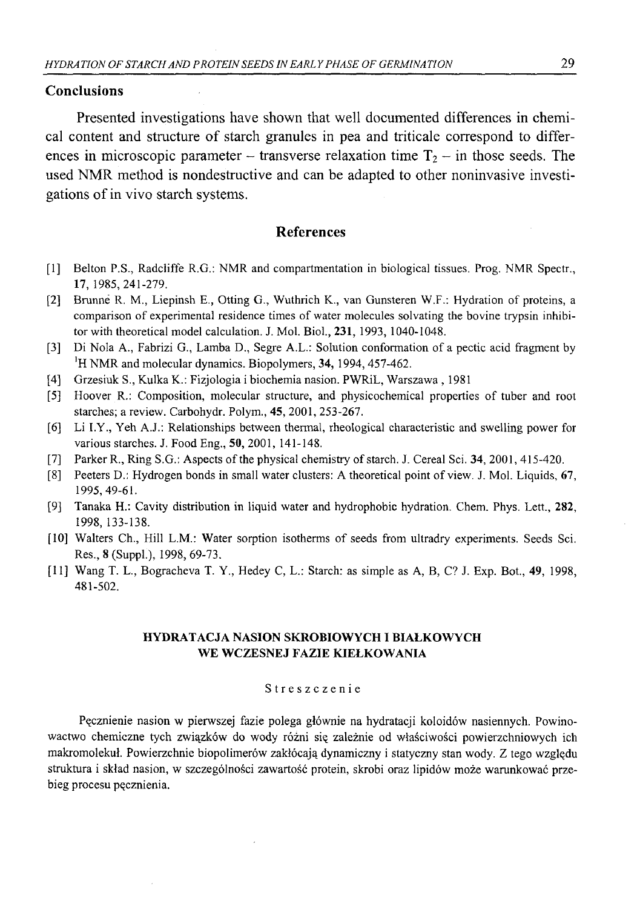## Conclusions

Presented investigations have shown that well documented differences in chemical content and structure of starch granules in pea and triticale correspond to differences in microscopic parameter – transverse relaxation time $T_2$ – in those seeds. The used NMR method is nondestructive and can be adapted to other noninvasive investigations of in vivo starch systems.

## References

[1] Belton P.S., Radcliffe R.G.: NMR and compartmentation in biological tissues. Prog. NMR Spectr., **17**, 1985, 241-279.

[2] Brunne R. M., Liepinsh E., Otting G., Wuthrich K., van Gunsteren W.F.: Hydration of proteins, a comparison of experimental residence times of water molecules solvating the bovine trypsin inhibitor with theoretical model calculation. J. Mol. Biol., **231**, 1993, 1040-1048.

[3] Di Nola A., Fabrizi G., Lamba D., Segre A.L.: Solution conformation of a pectic acid fragment by $^1$H NMR and molecular dynamics. Biopolymers, **34**, 1994, 457-462.

[4] Grzesiuk S., Kulka K.: Fizjologia i biochemia nasion. PWRiL, Warszawa , 1981

[5] Hoover R.: Composition, molecular structure, and physicochemical properties of tuber and root starches; a review. Carbohydr. Polym., **45**, 2001, 253-267.

[6] Li I.Y., Yeh A.J.: Relationships between thermal, rheological characteristic and swelling power for various starches. J. Food Eng., **50**, 2001, 141-148.

[7] Parker R., Ring S.G.: Aspects of the physical chemistry of starch. J. Cereal Sci. **34**, 2001, 415-420.

[8] Peeters D.: Hydrogen bonds in small water clusters: A theoretical point of view. J. Mol. Liquids, **67**, 1995, 49-61.

[9] Tanaka H.: Cavity distribution in liquid water and hydrophobic hydration. Chem. Phys. Lett., **282**, 1998, 133-138.

[10] Walters Ch., Hill L.M.: Water sorption isotherms of seeds from ultradry experiments. Seeds Sci. Res., **8** (Suppl.), 1998, 69-73.

[11] Wang T. L., Bogracheva T. Y., Hedey C, L.: Starch: as simple as A, B, C? J. Exp. Bot., **49**, 1998, 481-502.

### HYDRATACJA NASION SKROBIOWYCH I BIAŁKOWYCH WE WCZESNEJ FAZIE KIEŁKOWANIA

Streszczenie

Pęcznienie nasion w pierwszej fazie polega głównie na hydratacji koloidów nasiennych. Powinowactwo chemiczne tych związków do wody różni się zależnie od właściwości powierzchniowych ich makromolekuł. Powierzchnie biopolimerów zakłócają dynamiczny i statyczny stan wody. Z tego względu struktura i skład nasion, w szczególności zawartość protein, skrobi oraz lipidów może warunkować przebieg procesu pęcznienia.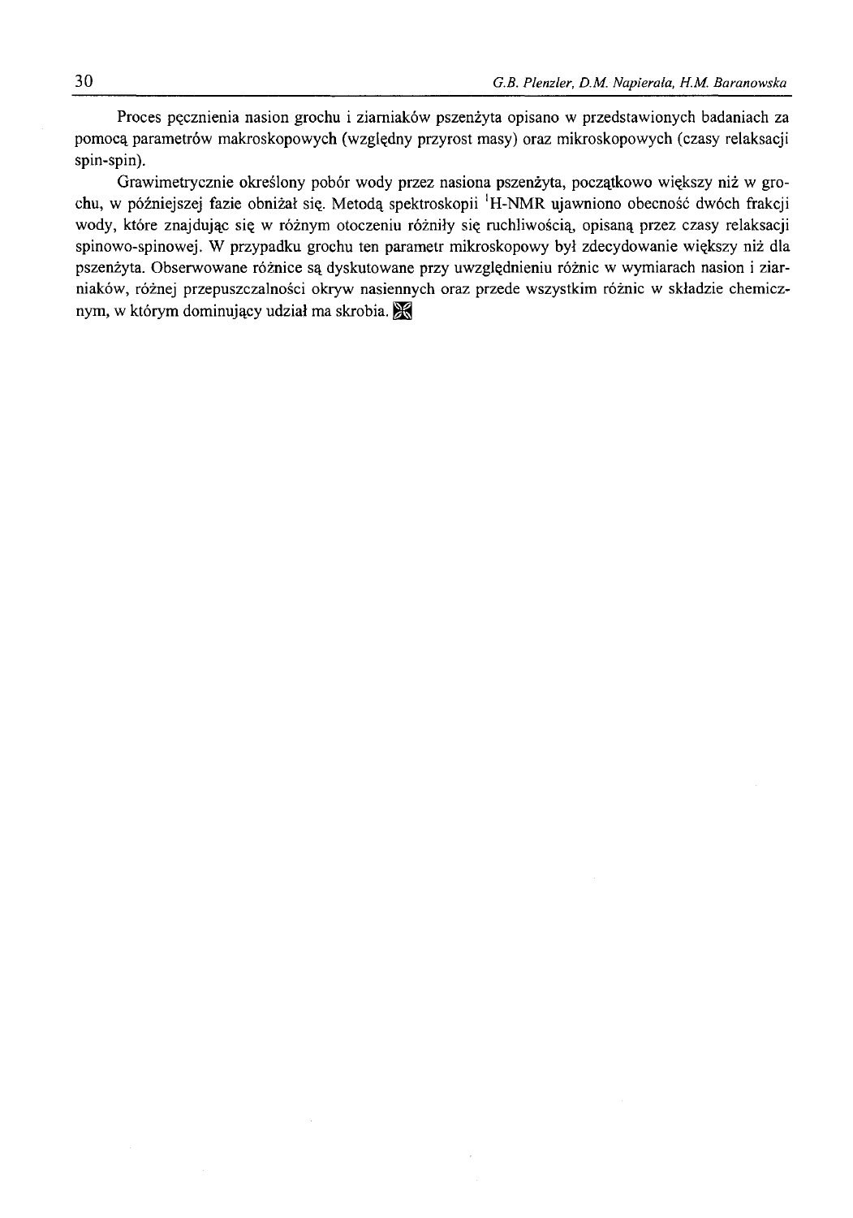Proces pęcznienia nasion grochu i ziarniaków pszenżyta opisano w przedstawionych badaniach za pomocą parametrów makroskopowych (względny przyrost masy) oraz mikroskopowych (czasy relaksacji spin-spin).

Grawimetrycznie określony pobór wody przez nasiona pszenżyta, początkowo większy niż w grochu, w późniejszej fazie obniżał się. Metodą spektroskopii $^1$H-NMR ujawniono obecność dwóch frakcji wody, które znajdując się w różnym otoczeniu różniły się ruchliwością, opisaną przez czasy relaksacji spinowo-spinowej. W przypadku grochu ten parametr mikroskopowy był zdecydowanie większy niż dla pszenżyta. Obserwowane różnice są dyskutowane przy uwzględnieniu różnic w wymiarach nasion i ziarniaków, różnej przepuszczalności okryw nasiennych oraz przede wszystkim różnic w składzie chemicznym, w którym dominujący udział ma skrobia.